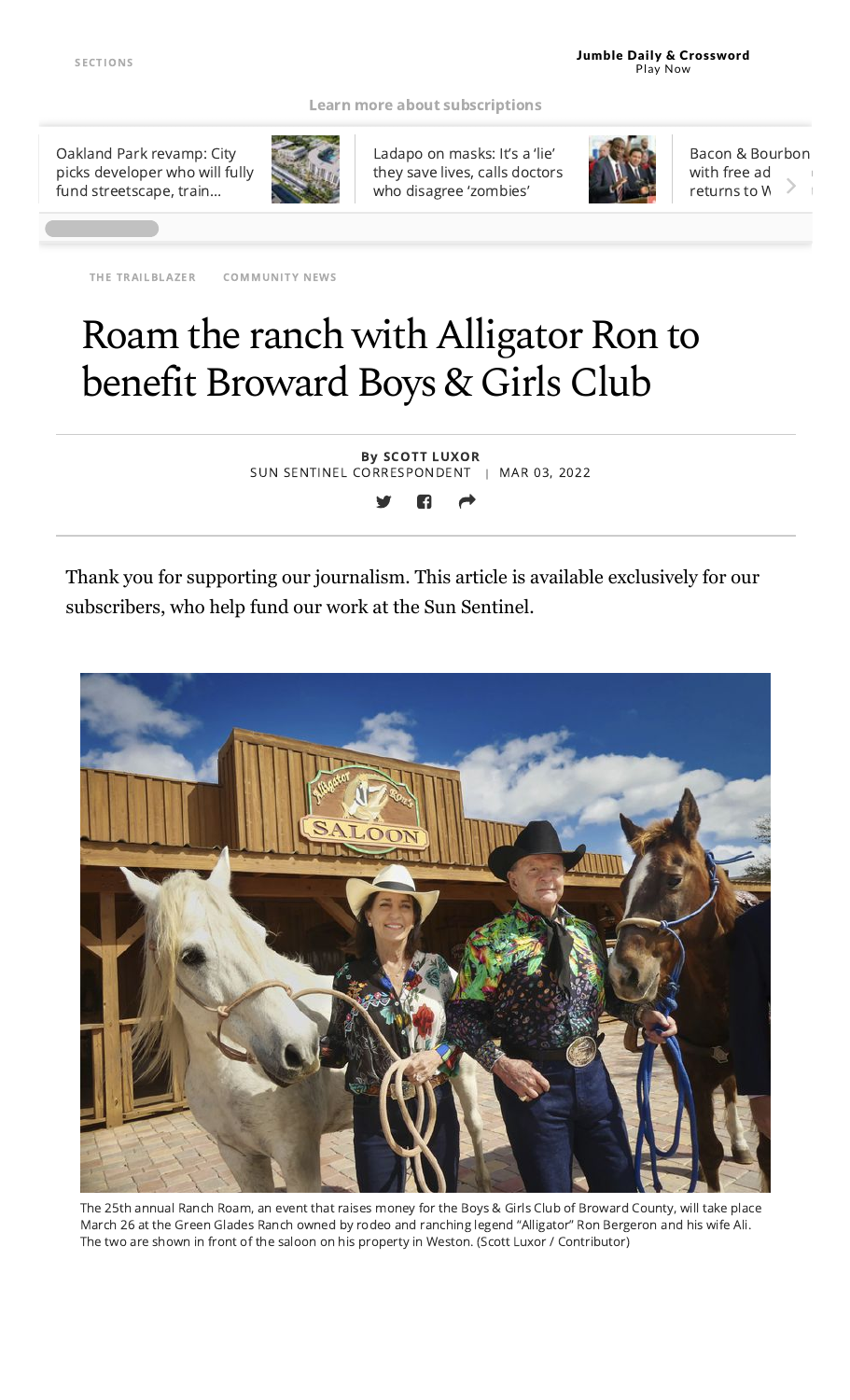THE TRAILBLAZER COMMUNITY NEWS

# Roam the ranch with Alligator Ron to benefit Broward Boys & Girls Club

**By SCOTT LUXOR**
SUN SENTINEL CORRESPONDENT | MAR 03, 2022

Thank you for supporting our journalism. This article is available exclusively for our subscribers, who help fund our work at the Sun Sentinel.

The 25th annual Ranch Roam, an event that raises money for the Boys & Girls Club of Broward County, will take place March 26 at the Green Glades Ranch owned by rodeo and ranching legend "Alligator" Ron Bergeron and his wife Ali. The two are shown in front of the saloon on his property in Weston. (Scott Luxor / Contributor)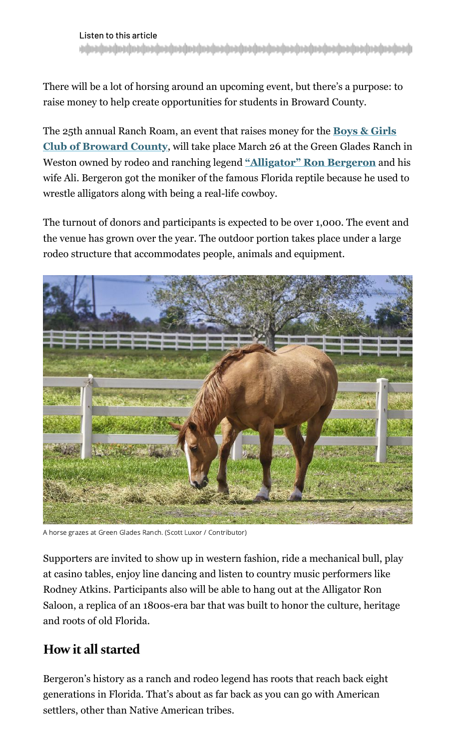Listen to this article

There will be a lot of horsing around an upcoming event, but there's a purpose: to raise money to help create opportunities for students in Broward County.

The 25th annual Ranch Roam, an event that raises money for the **Boys & Girls Club of Broward County**, will take place March 26 at the Green Glades Ranch in Weston owned by rodeo and ranching legend **"Alligator" Ron Bergeron** and his wife Ali. Bergeron got the moniker of the famous Florida reptile because he used to wrestle alligators along with being a real-life cowboy.

The turnout of donors and participants is expected to be over 1,000. The event and the venue has grown over the year. The outdoor portion takes place under a large rodeo structure that accommodates people, animals and equipment.

A horse grazes at Green Glades Ranch. (Scott Luxor / Contributor)

Supporters are invited to show up in western fashion, ride a mechanical bull, play at casino tables, enjoy line dancing and listen to country music performers like Rodney Atkins. Participants also will be able to hang out at the Alligator Ron Saloon, a replica of an 1800s-era bar that was built to honor the culture, heritage and roots of old Florida.

## How it all started

Bergeron's history as a ranch and rodeo legend has roots that reach back eight generations in Florida. That's about as far back as you can go with American settlers, other than Native American tribes.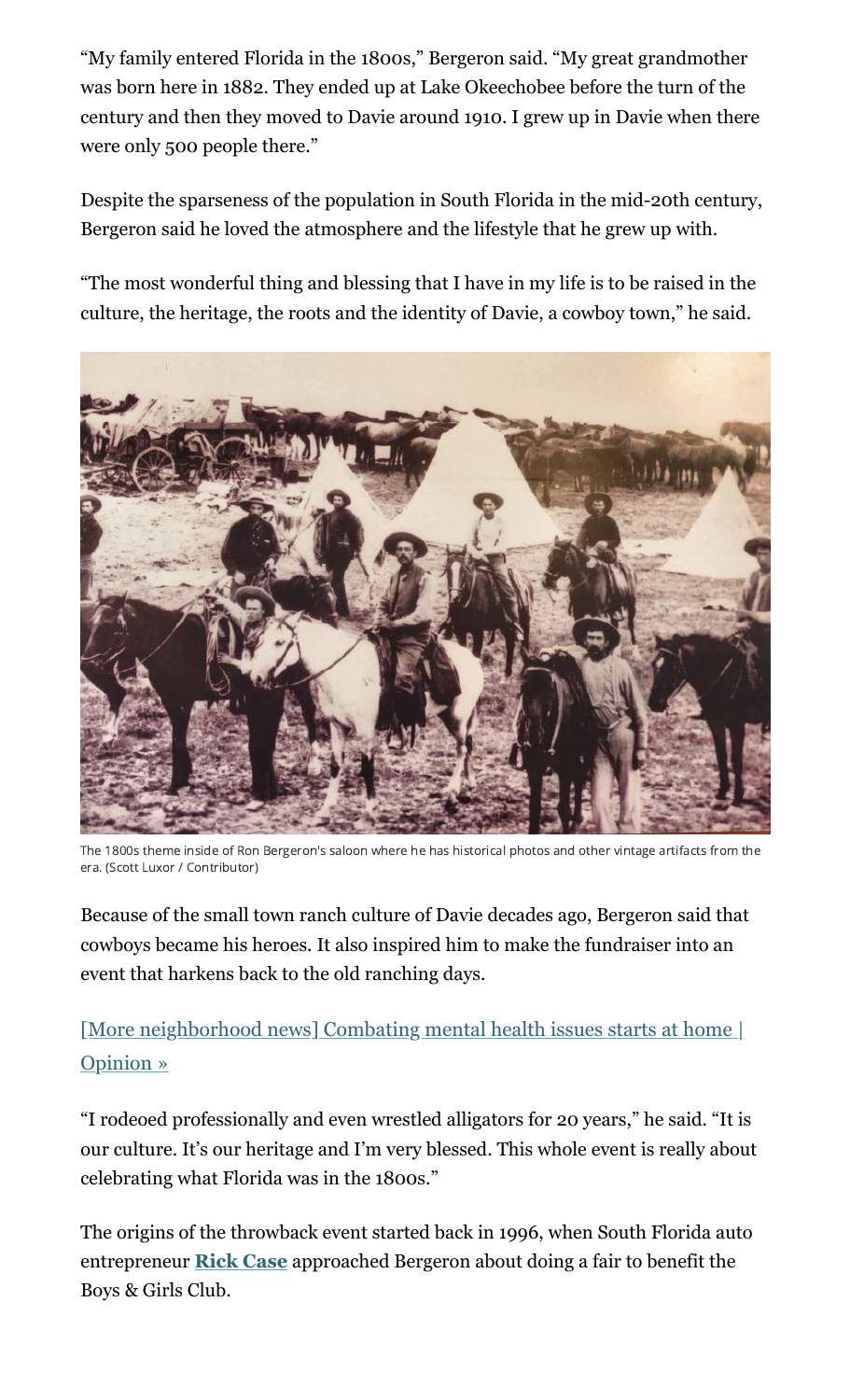"My family entered Florida in the 1800s," Bergeron said. "My great grandmother was born here in 1882. They ended up at Lake Okeechobee before the turn of the century and then they moved to Davie around 1910. I grew up in Davie when there were only 500 people there."

Despite the sparseness of the population in South Florida in the mid-20th century, Bergeron said he loved the atmosphere and the lifestyle that he grew up with.

"The most wonderful thing and blessing that I have in my life is to be raised in the culture, the heritage, the roots and the identity of Davie, a cowboy town," he said.

The 1800s theme inside of Ron Bergeron's saloon where he has historical photos and other vintage artifacts from the era. (Scott Luxor / Contributor)

Because of the small town ranch culture of Davie decades ago, Bergeron said that cowboys became his heroes. It also inspired him to make the fundraiser into an event that harkens back to the old ranching days.

[More neighborhood news] Combating mental health issues starts at home | Opinion »

"I rodeoed professionally and even wrestled alligators for 20 years," he said. "It is our culture. It's our heritage and I'm very blessed. This whole event is really about celebrating what Florida was in the 1800s."

The origins of the throwback event started back in 1996, when South Florida auto entrepreneur **Rick Case** approached Bergeron about doing a fair to benefit the Boys & Girls Club.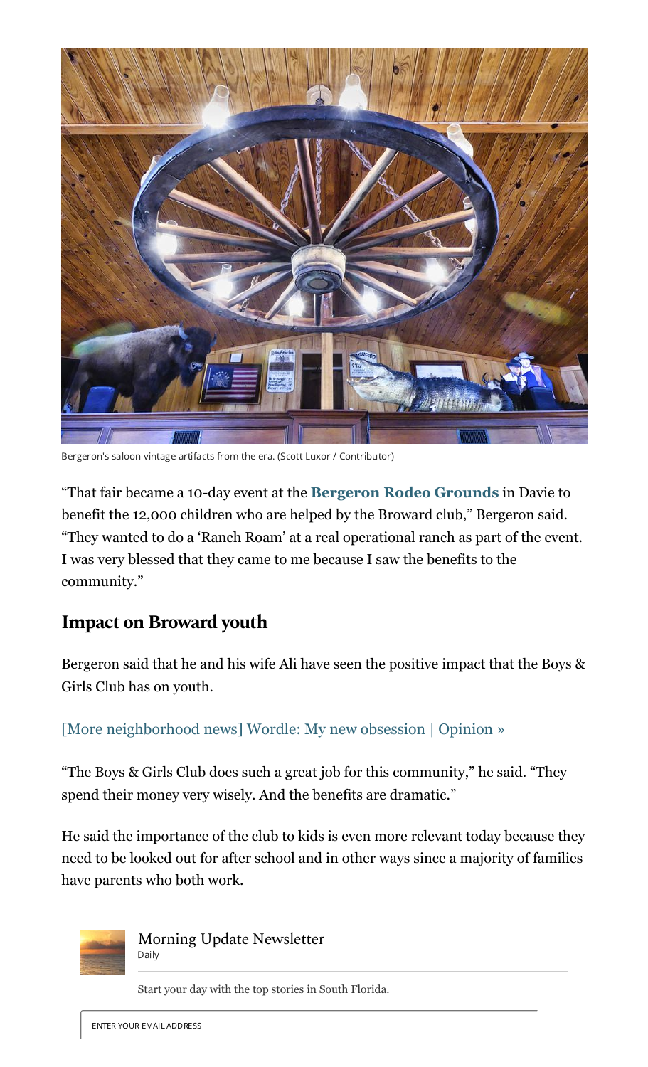Bergeron's saloon vintage artifacts from the era. (Scott Luxor / Contributor)

"That fair became a 10-day event at the **Bergeron Rodeo Grounds** in Davie to benefit the 12,000 children who are helped by the Broward club," Bergeron said. "They wanted to do a 'Ranch Roam' at a real operational ranch as part of the event. I was very blessed that they came to me because I saw the benefits to the community."

## Impact on Broward youth

Bergeron said that he and his wife Ali have seen the positive impact that the Boys & Girls Club has on youth.

[More neighborhood news] Wordle: My new obsession | Opinion »

"The Boys & Girls Club does such a great job for this community," he said. "They spend their money very wisely. And the benefits are dramatic."

He said the importance of the club to kids is even more relevant today because they need to be looked out for after school and in other ways since a majority of families have parents who both work.

Morning Update Newsletter
Daily

Start your day with the top stories in South Florida.

ENTER YOUR EMAIL ADDRESS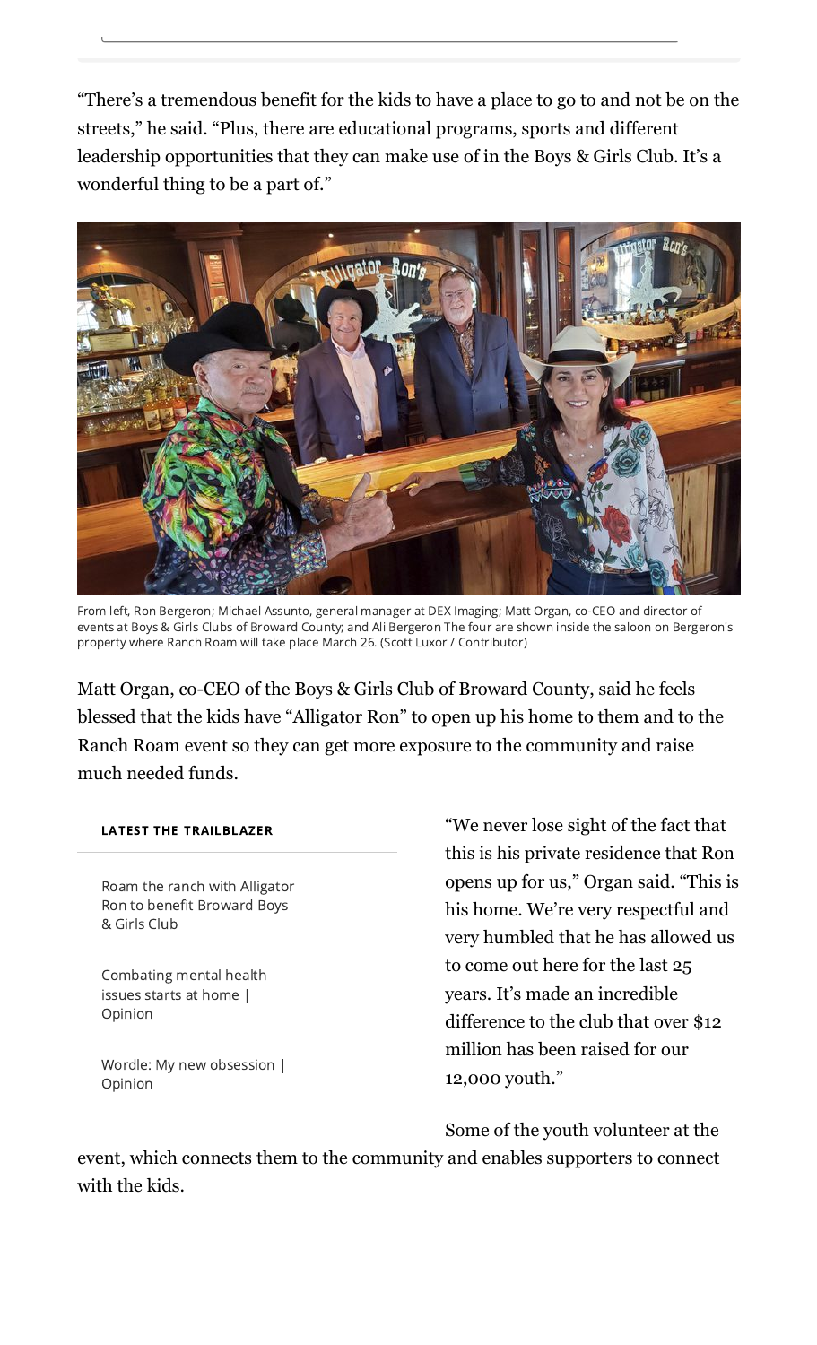"There's a tremendous benefit for the kids to have a place to go to and not be on the streets," he said. "Plus, there are educational programs, sports and different leadership opportunities that they can make use of in the Boys & Girls Club. It's a wonderful thing to be a part of."

From left, Ron Bergeron; Michael Assunto, general manager at DEX Imaging; Matt Organ, co-CEO and director of events at Boys & Girls Clubs of Broward County; and Ali Bergeron The four are shown inside the saloon on Bergeron's property where Ranch Roam will take place March 26. (Scott Luxor / Contributor)

Matt Organ, co-CEO of the Boys & Girls Club of Broward County, said he feels blessed that the kids have "Alligator Ron" to open up his home to them and to the Ranch Roam event so they can get more exposure to the community and raise much needed funds.

**LATEST THE TRAILBLAZER**

- Roam the ranch with Alligator Ron to benefit Broward Boys & Girls Club
- Combating mental health issues starts at home | Opinion
- Wordle: My new obsession | Opinion

"We never lose sight of the fact that this is his private residence that Ron opens up for us," Organ said. "This is his home. We're very respectful and very humbled that he has allowed us to come out here for the last 25 years. It's made an incredible difference to the club that over $12 million has been raised for our 12,000 youth."

Some of the youth volunteer at the event, which connects them to the community and enables supporters to connect with the kids.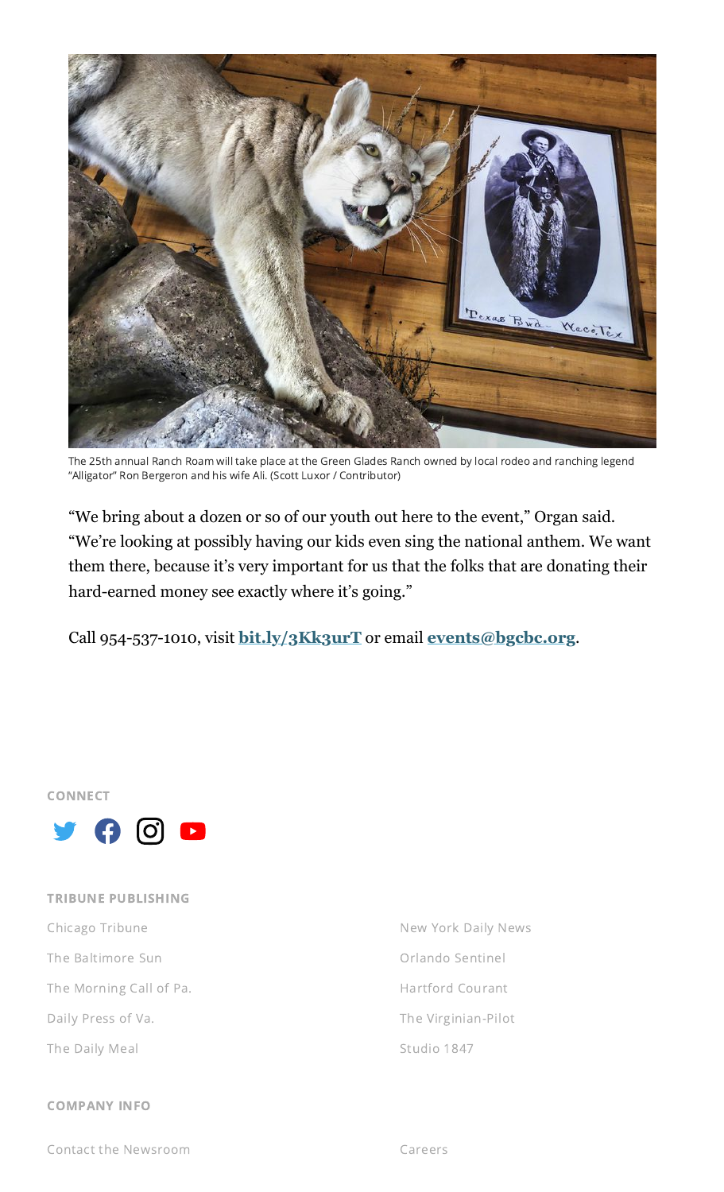The 25th annual Ranch Roam will take place at the Green Glades Ranch owned by local rodeo and ranching legend "Alligator" Ron Bergeron and his wife Ali. (Scott Luxor / Contributor)

"We bring about a dozen or so of our youth out here to the event," Organ said. "We're looking at possibly having our kids even sing the national anthem. We want them there, because it's very important for us that the folks that are donating their hard-earned money see exactly where it's going."

Call 954-537-1010, visit **bit.ly/3Kk3urT** or email **events@bgcbc.org**.

**CONNECT**

**TRIBUNE PUBLISHING**

Chicago Tribune

New York Daily News

The Baltimore Sun

Orlando Sentinel

The Morning Call of Pa.

Hartford Courant

Daily Press of Va.

The Virginian-Pilot

The Daily Meal

Studio 1847

**COMPANY INFO**

Contact the Newsroom

Careers